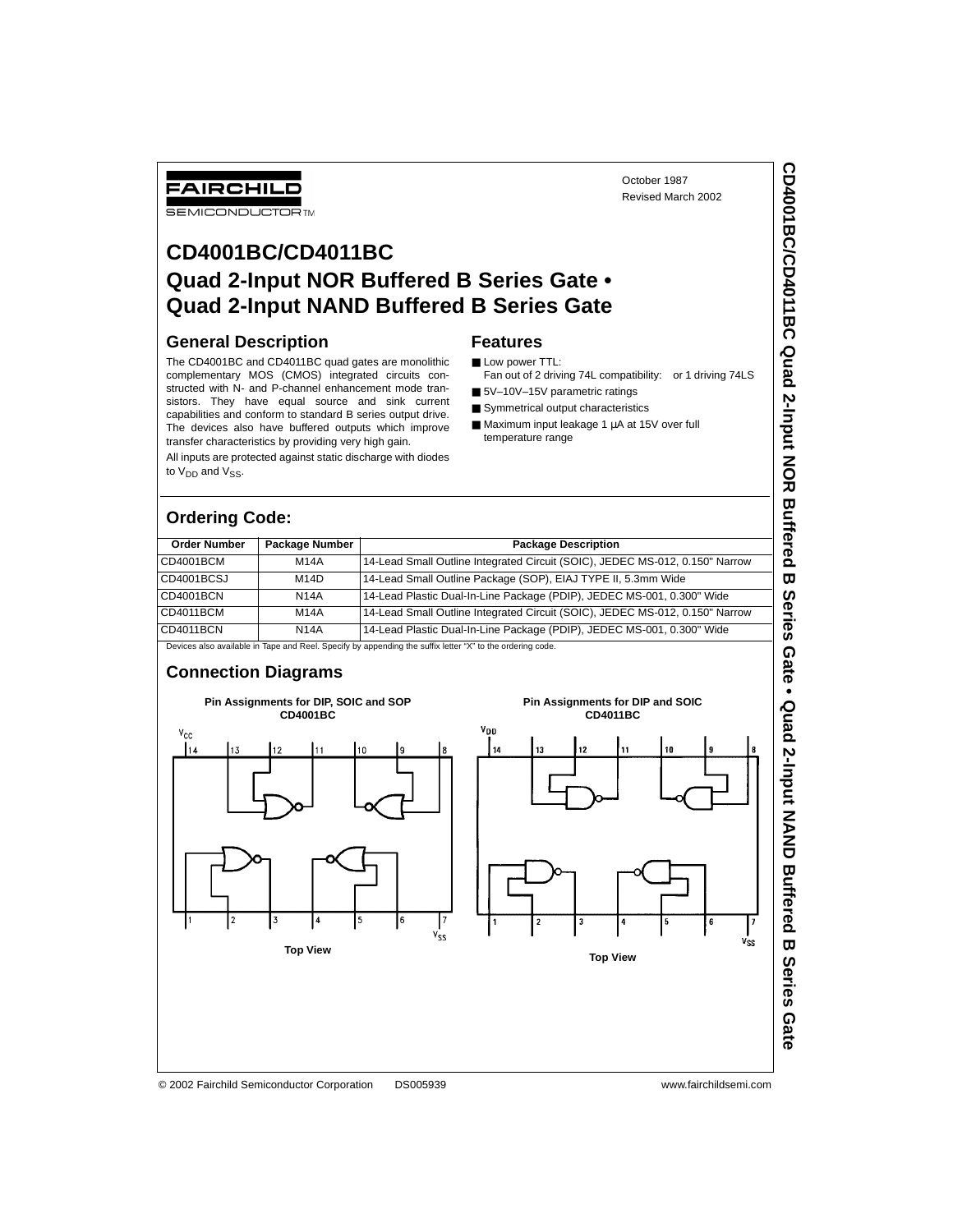October 1987
Revised March 2002

# CD4001BC/CD4011BC
# Quad 2-Input NOR Buffered B Series Gate • Quad 2-Input NAND Buffered B Series Gate

## General Description

The CD4001BC and CD4011BC quad gates are monolithic complementary MOS (CMOS) integrated circuits constructed with N- and P-channel enhancement mode transistors. They have equal source and sink current capabilities and conform to standard B series output drive. The devices also have buffered outputs which improve transfer characteristics by providing very high gain.

All inputs are protected against static discharge with diodes to $V_{DD}$ and $V_{SS}$.

## Features

- Low power TTL: Fan out of 2 driving 74L compatibility: or 1 driving 74LS
- 5V–10V–15V parametric ratings
- Symmetrical output characteristics
- Maximum input leakage 1 μA at 15V over full temperature range

## Ordering Code:

| Order Number | Package Number | Package Description |
|---|---|---|
| CD4001BCM | M14A | 14-Lead Small Outline Integrated Circuit (SOIC), JEDEC MS-012, 0.150" Narrow |
| CD4001BCSJ | M14D | 14-Lead Small Outline Package (SOP), EIAJ TYPE II, 5.3mm Wide |
| CD4001BCN | N14A | 14-Lead Plastic Dual-In-Line Package (PDIP), JEDEC MS-001, 0.300" Wide |
| CD4011BCM | M14A | 14-Lead Small Outline Integrated Circuit (SOIC), JEDEC MS-012, 0.150" Narrow |
| CD4011BCN | N14A | 14-Lead Plastic Dual-In-Line Package (PDIP), JEDEC MS-001, 0.300" Wide |

Devices also available in Tape and Reel. Specify by appending the suffix letter "X" to the ordering code.

## Connection Diagrams

**Pin Assignments for DIP, SOIC and SOP CD4001BC**

Top View

**Pin Assignments for DIP and SOIC CD4011BC**

Top View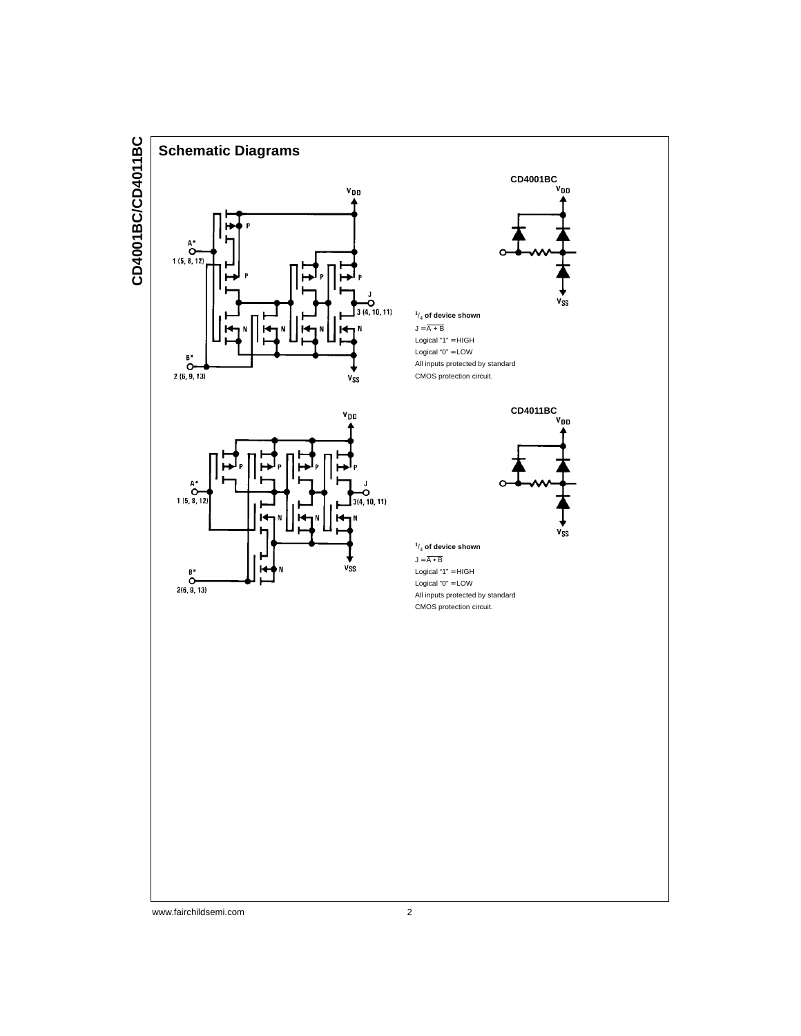## Schematic Diagrams

### CD4001BC

1/4 of device shown

J = $\overline{A + B}$

Logical "1" = HIGH

Logical "0" = LOW

All inputs protected by standard CMOS protection circuit.

### CD4011BC

1/4 of device shown

J = $\overline{A \bullet B}$

Logical "1" = HIGH

Logical "0" = LOW

All inputs protected by standard CMOS protection circuit.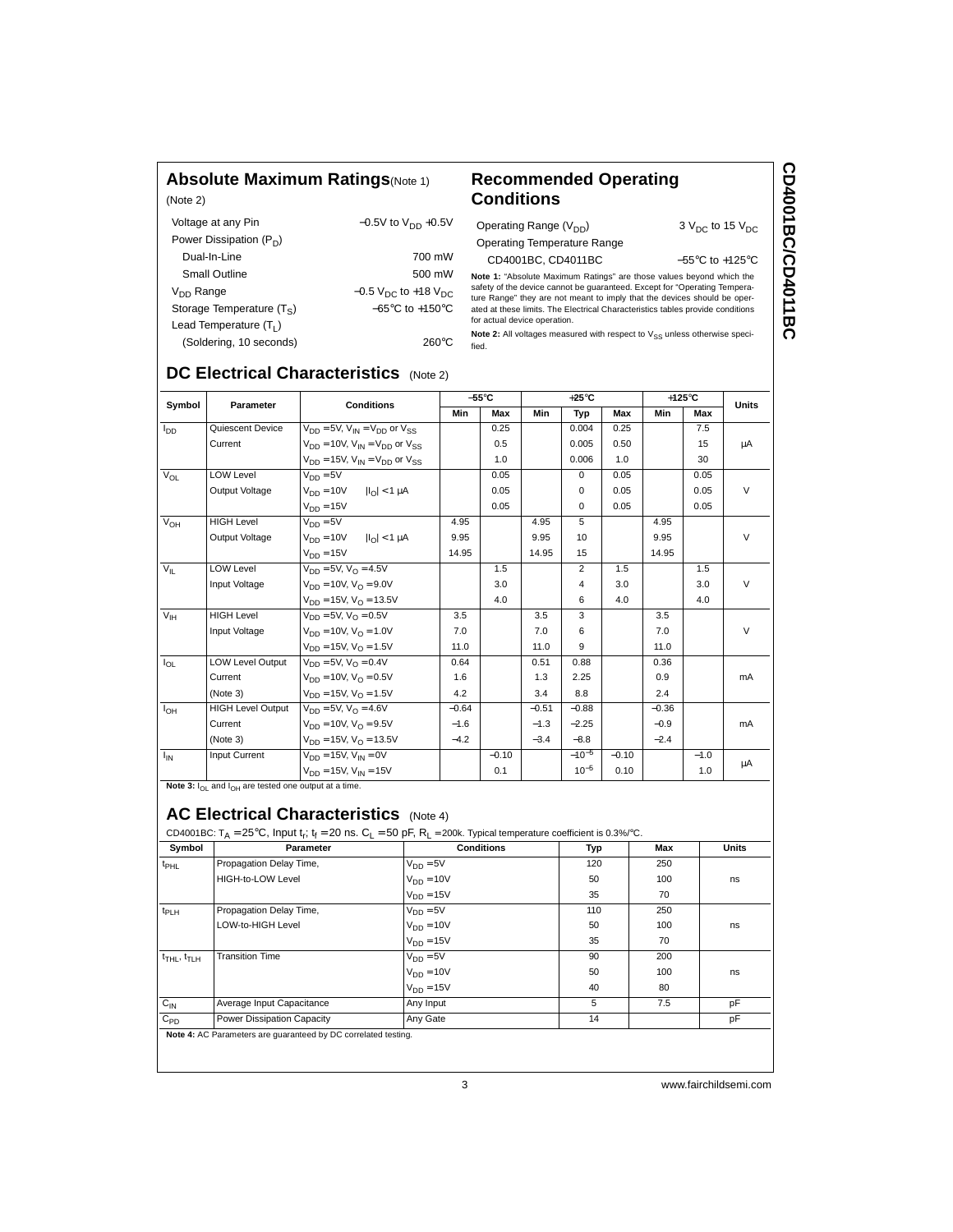## Absolute Maximum Ratings (Note 1)

(Note 2)

| | |
|---|---|
| Voltage at any Pin | −0.5V to $V_{DD}$ +0.5V |
| Power Dissipation ($P_D$) | |
| Dual-In-Line | 700 mW |
| Small Outline | 500 mW |
| $V_{DD}$ Range | −0.5 $V_{DC}$ to +18 $V_{DC}$ |
| Storage Temperature ($T_S$) | −65°C to +150°C |
| Lead Temperature ($T_L$) | |
| (Soldering, 10 seconds) | 260°C |

## Recommended Operating Conditions

| | |
|---|---|
| Operating Range ($V_{DD}$) | 3 $V_{DC}$ to 15 $V_{DC}$ |
| Operating Temperature Range | |
| CD4001BC, CD4011BC | −55°C to +125°C |

**Note 1:** "Absolute Maximum Ratings" are those values beyond which the safety of the device cannot be guaranteed. Except for "Operating Temperature Range" they are not meant to imply that the devices should be operated at these limits. The Electrical Characteristics tables provide conditions for actual device operation.

**Note 2:** All voltages measured with respect to $V_{SS}$ unless otherwise specified.

## DC Electrical Characteristics (Note 2)

| Symbol | Parameter | Conditions | −55°C | | +25°C | | | +125°C | | Units |
|---|---|---|---|---|---|---|---|---|---|---|
| | | | Min | Max | Min | Typ | Max | Min | Max | |
| $I_{DD}$ | Quiescent Device Current | $V_{DD}$ = 5V, $V_{IN}$ = $V_{DD}$ or $V_{SS}$ | | 0.25 | | 0.004 | 0.25 | | 7.5 | μA |
| | | $V_{DD}$ = 10V, $V_{IN}$ = $V_{DD}$ or $V_{SS}$ | | 0.5 | | 0.005 | 0.50 | | 15 | |
| | | $V_{DD}$ = 15V, $V_{IN}$ = $V_{DD}$ or $V_{SS}$ | | 1.0 | | 0.006 | 1.0 | | 30 | |
| $V_{OL}$ | LOW Level Output Voltage | $V_{DD}$ = 5V | | 0.05 | | 0 | 0.05 | | 0.05 | V |
| | | $V_{DD}$ = 10V, $\|I_O\|$ < 1 μA | | 0.05 | | 0 | 0.05 | | 0.05 | |
| | | $V_{DD}$ = 15V | | 0.05 | | 0 | 0.05 | | 0.05 | |
| $V_{OH}$ | HIGH Level Output Voltage | $V_{DD}$ = 5V | 4.95 | | 4.95 | 5 | | 4.95 | | V |
| | | $V_{DD}$ = 10V, $\|I_O\|$ < 1 μA | 9.95 | | 9.95 | 10 | | 9.95 | | |
| | | $V_{DD}$ = 15V | 14.95 | | 14.95 | 15 | | 14.95 | | |
| $V_{IL}$ | LOW Level Input Voltage | $V_{DD}$ = 5V, $V_O$ = 4.5V | | 1.5 | | 2 | 1.5 | | 1.5 | V |
| | | $V_{DD}$ = 10V, $V_O$ = 9.0V | | 3.0 | | 4 | 3.0 | | 3.0 | |
| | | $V_{DD}$ = 15V, $V_O$ = 13.5V | | 4.0 | | 6 | 4.0 | | 4.0 | |
| $V_{IH}$ | HIGH Level Input Voltage | $V_{DD}$ = 5V, $V_O$ = 0.5V | 3.5 | | 3.5 | 3 | | 3.5 | | V |
| | | $V_{DD}$ = 10V, $V_O$ = 1.0V | 7.0 | | 7.0 | 6 | | 7.0 | | |
| | | $V_{DD}$ = 15V, $V_O$ = 1.5V | 11.0 | | 11.0 | 9 | | 11.0 | | |
| $I_{OL}$ | LOW Level Output Current (Note 3) | $V_{DD}$ = 5V, $V_O$ = 0.4V | 0.64 | | 0.51 | 0.88 | | 0.36 | | mA |
| | | $V_{DD}$ = 10V, $V_O$ = 0.5V | 1.6 | | 1.3 | 2.25 | | 0.9 | | |
| | | $V_{DD}$ = 15V, $V_O$ = 1.5V | 4.2 | | 3.4 | 8.8 | | 2.4 | | |
| $I_{OH}$ | HIGH Level Output Current (Note 3) | $V_{DD}$ = 5V, $V_O$ = 4.6V | −0.64 | | −0.51 | −0.88 | | −0.36 | | mA |
| | | $V_{DD}$ = 10V, $V_O$ = 9.5V | −1.6 | | −1.3 | −2.25 | | −0.9 | | |
| | | $V_{DD}$ = 15V, $V_O$ = 13.5V | −4.2 | | −3.4 | −8.8 | | −2.4 | | |
| $I_{IN}$ | Input Current | $V_{DD}$ = 15V, $V_{IN}$ = 0V | | −0.10 | | $-10^{-5}$ | −0.10 | | −1.0 | μA |
| | | $V_{DD}$ = 15V, $V_{IN}$ = 15V | | 0.1 | | $10^{-5}$ | 0.10 | | 1.0 | |

**Note 3:** $I_{OL}$ and $I_{OH}$ are tested one output at a time.

## AC Electrical Characteristics (Note 4)

CD4001BC: $T_A$ = 25°C, Input $t_r$; $t_f$ = 20 ns. $C_L$ = 50 pF, $R_L$ = 200k. Typical temperature coefficient is 0.3%/°C.

| Symbol | Parameter | Conditions | Typ | Max | Units |
|---|---|---|---|---|---|
| $t_{PHL}$ | Propagation Delay Time, HIGH-to-LOW Level | $V_{DD}$ = 5V | 120 | 250 | ns |
| | | $V_{DD}$ = 10V | 50 | 100 | |
| | | $V_{DD}$ = 15V | 35 | 70 | |
| $t_{PLH}$ | Propagation Delay Time, LOW-to-HIGH Level | $V_{DD}$ = 5V | 110 | 250 | ns |
| | | $V_{DD}$ = 10V | 50 | 100 | |
| | | $V_{DD}$ = 15V | 35 | 70 | |
| $t_{THL}$, $t_{TLH}$ | Transition Time | $V_{DD}$ = 5V | 90 | 200 | ns |
| | | $V_{DD}$ = 10V | 50 | 100 | |
| | | $V_{DD}$ = 15V | 40 | 80 | |
| $C_{IN}$ | Average Input Capacitance | Any Input | 5 | 7.5 | pF |
| $C_{PD}$ | Power Dissipation Capacity | Any Gate | 14 | | pF |

**Note 4:** AC Parameters are guaranteed by DC correlated testing.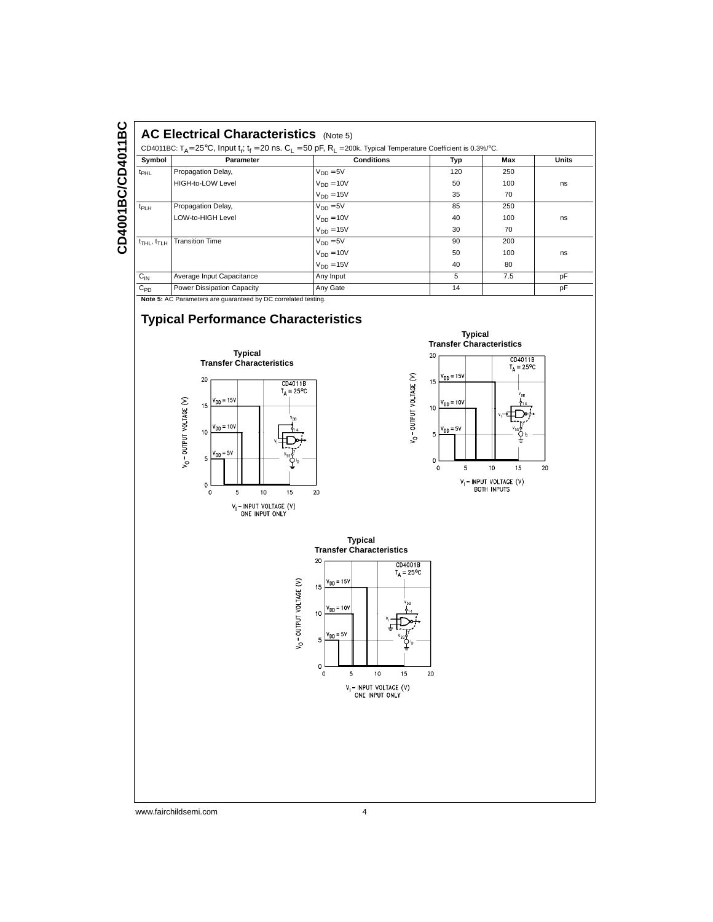## AC Electrical Characteristics (Note 5)

CD4011BC: $T_A = 25°C$, Input $t_r$; $t_f = 20$ ns. $C_L = 50$ pF, $R_L = 200k$. Typical Temperature Coefficient is 0.3%/°C.

| Symbol | Parameter | Conditions | Typ | Max | Units |
|---|---|---|---|---|---|
| $t_{PHL}$ | Propagation Delay, HIGH-to-LOW Level | $V_{DD} = 5V$ | 120 | 250 | ns |
| | | $V_{DD} = 10V$ | 50 | 100 | |
| | | $V_{DD} = 15V$ | 35 | 70 | |
| $t_{PLH}$ | Propagation Delay, LOW-to-HIGH Level | $V_{DD} = 5V$ | 85 | 250 | ns |
| | | $V_{DD} = 10V$ | 40 | 100 | |
| | | $V_{DD} = 15V$ | 30 | 70 | |
| $t_{THL}$, $t_{TLH}$ | Transition Time | $V_{DD} = 5V$ | 90 | 200 | ns |
| | | $V_{DD} = 10V$ | 50 | 100 | |
| | | $V_{DD} = 15V$ | 40 | 80 | |
| $C_{IN}$ | Average Input Capacitance | Any Input | 5 | 7.5 | pF |
| $C_{PD}$ | Power Dissipation Capacity | Any Gate | 14 | | pF |

**Note 5:** AC Parameters are guaranteed by DC correlated testing.

## Typical Performance Characteristics

**Typical Transfer Characteristics** (CD4011B, $T_A = 25°C$; $V_O$ – OUTPUT VOLTAGE (V) vs. $V_I$ – INPUT VOLTAGE (V), ONE INPUT ONLY)

**Typical Transfer Characteristics** (CD4011B, $T_A = 25°C$; $V_O$ – OUTPUT VOLTAGE (V) vs. $V_I$ – INPUT VOLTAGE (V), BOTH INPUTS)

**Typical Transfer Characteristics** (CD4001B, $T_A = 25°C$; $V_O$ – OUTPUT VOLTAGE (V) vs. $V_I$ – INPUT VOLTAGE (V), ONE INPUT ONLY)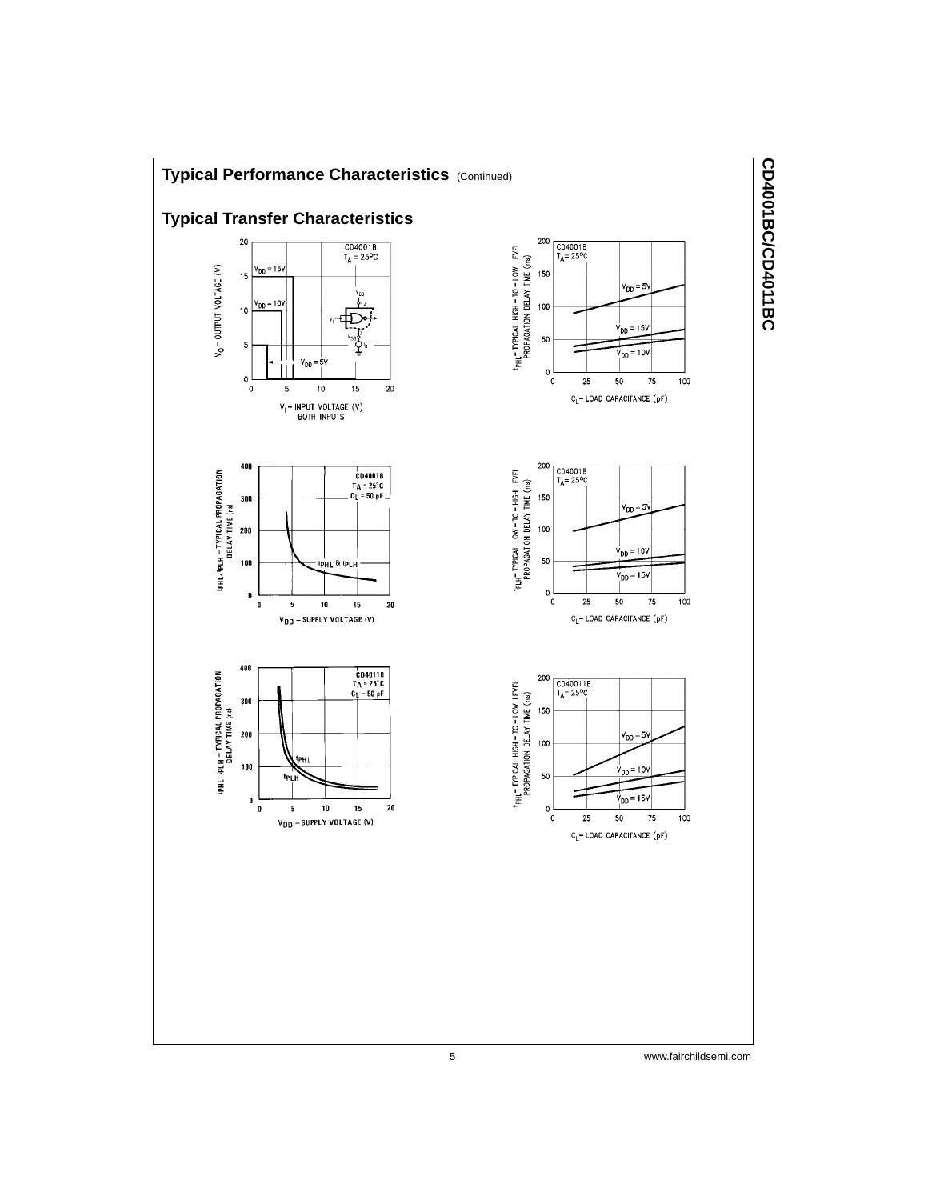## Typical Performance Characteristics (Continued)

## Typical Transfer Characteristics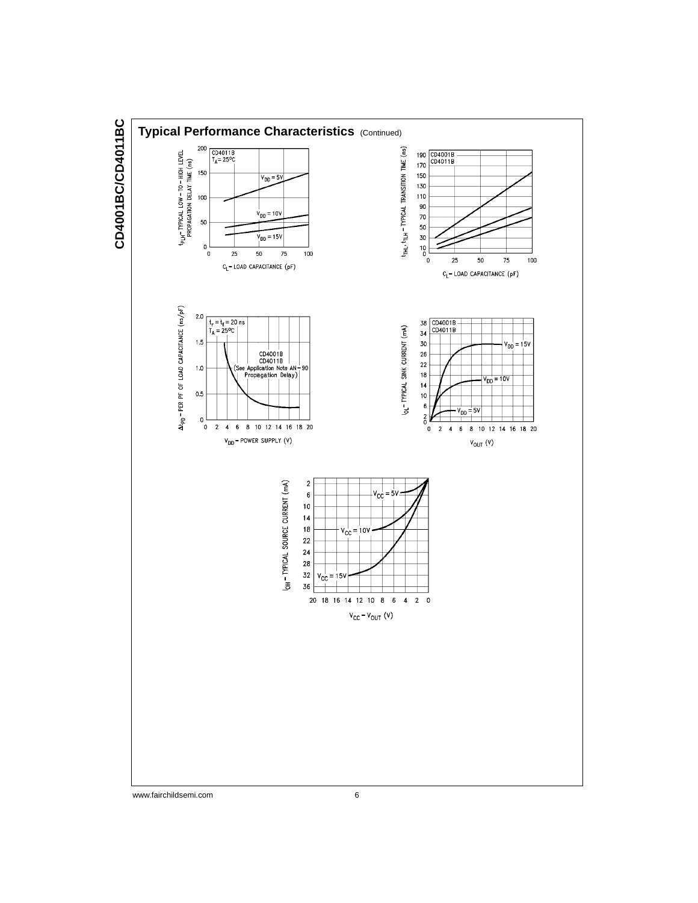## Typical Performance Characteristics (Continued)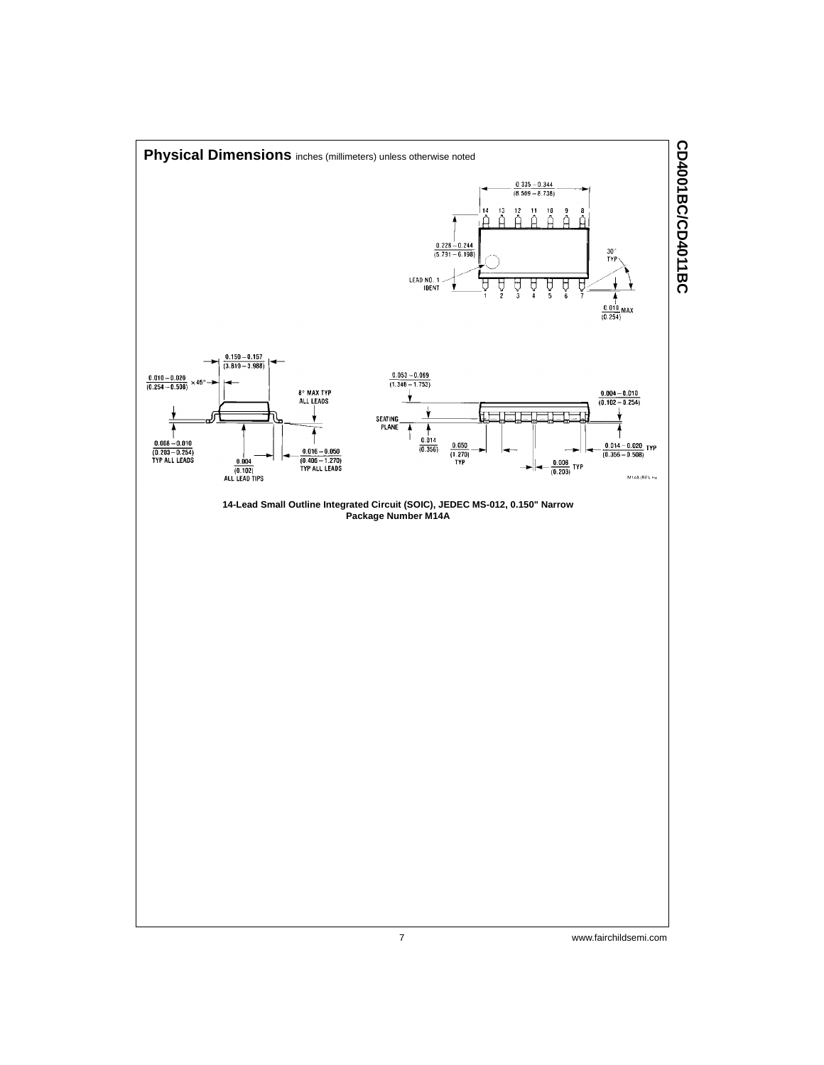## Physical Dimensions inches (millimeters) unless otherwise noted

14-Lead Small Outline Integrated Circuit (SOIC), JEDEC MS-012, 0.150" Narrow
Package Number M14A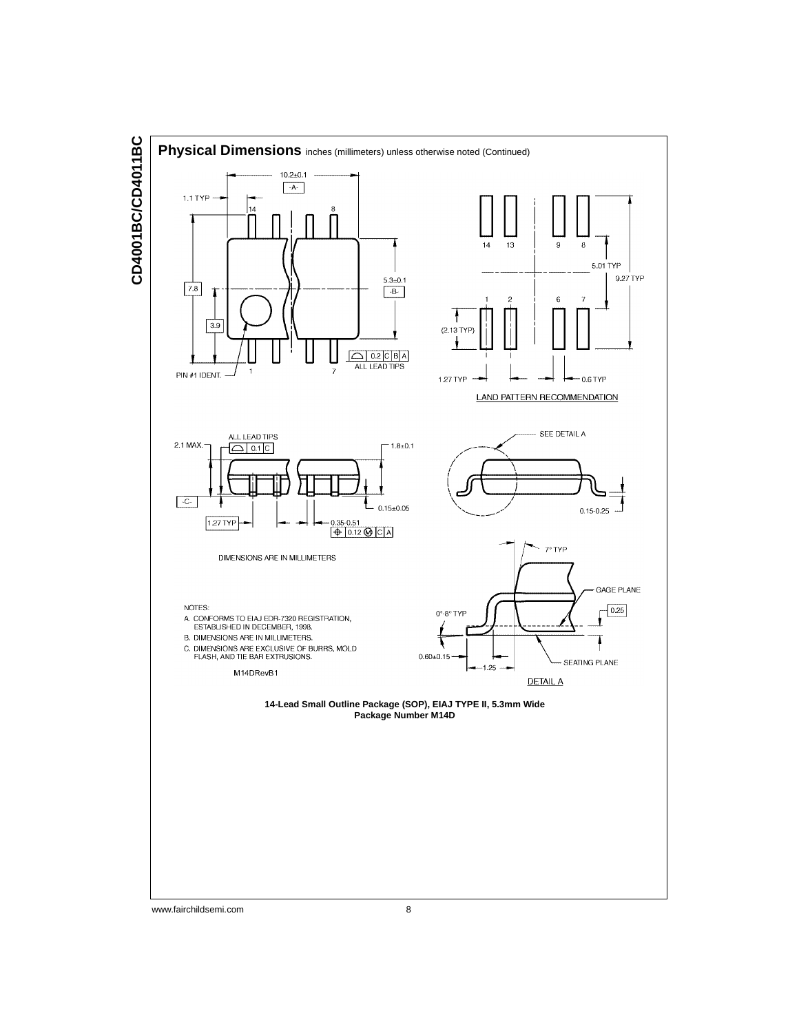## Physical Dimensions inches (millimeters) unless otherwise noted (Continued)

DIMENSIONS ARE IN MILLIMETERS

NOTES:

A. CONFORMS TO EIAJ EDR-7320 REGISTRATION, ESTABLISHED IN DECEMBER, 1998.

B. DIMENSIONS ARE IN MILLIMETERS.

C. DIMENSIONS ARE EXCLUSIVE OF BURRS, MOLD FLASH, AND TIE BAR EXTRUSIONS.

M14DRevB1

LAND PATTERN RECOMMENDATION

DETAIL A

**14-Lead Small Outline Package (SOP), EIAJ TYPE II, 5.3mm Wide**
**Package Number M14D**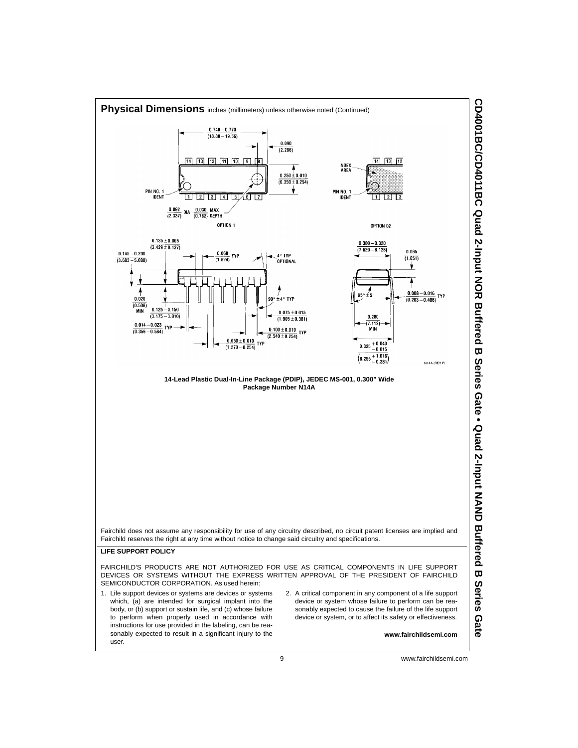## Physical Dimensions inches (millimeters) unless otherwise noted (Continued)

0.740 − 0.770
(18.80 − 19.56)
0.090
(2.286)
14 13 12 11 10 9 8
0.250 ± 0.010
(6.350 ± 0.254)
PIN NO. 1
IDENT
1 2 3 4 5 6 7
0.092
(2.337)
DIA
0.030 MAX
(0.762) DEPTH
OPTION 1
INDEX
AREA
14 13 12
PIN NO. 1
IDENT
1 2 3
OPTION 02
0.135 ± 0.005
(3.429 ± 0.127)
0.145 − 0.200
(3.683 − 5.080)
0.060
(1.524)
TYP
4° TYP
OPTIONAL
0.020
(0.508)
MIN
0.125 − 0.150
(3.175 − 3.810)
0.014 − 0.023
(0.356 − 0.584)
TYP
90° ± 4° TYP
0.075 ± 0.015
(1.905 ± 0.381)
0.100 ± 0.010
(2.540 ± 0.254)
TYP
0.050 ± 0.010
(1.270 − 0.254)
TYP
0.300 − 0.320
(7.620 − 8.128)
0.065
(1.651)
95° ± 5°
0.008 − 0.016
(0.203 − 0.406)
TYP
0.280
(7.112)
MIN
0.325 +0.040 −0.015
(8.255 +1.016 −0.381)
N14A (REV F)

**14-Lead Plastic Dual-In-Line Package (PDIP), JEDEC MS-001, 0.300" Wide**
**Package Number N14A**

Fairchild does not assume any responsibility for use of any circuitry described, no circuit patent licenses are implied and Fairchild reserves the right at any time without notice to change said circuitry and specifications.

**LIFE SUPPORT POLICY**

FAIRCHILD'S PRODUCTS ARE NOT AUTHORIZED FOR USE AS CRITICAL COMPONENTS IN LIFE SUPPORT DEVICES OR SYSTEMS WITHOUT THE EXPRESS WRITTEN APPROVAL OF THE PRESIDENT OF FAIRCHILD SEMICONDUCTOR CORPORATION. As used herein:

1. Life support devices or systems are devices or systems which, (a) are intended for surgical implant into the body, or (b) support or sustain life, and (c) whose failure to perform when properly used in accordance with instructions for use provided in the labeling, can be reasonably expected to result in a significant injury to the user.

2. A critical component in any component of a life support device or system whose failure to perform can be reasonably expected to cause the failure of the life support device or system, or to affect its safety or effectiveness.

**www.fairchildsemi.com**